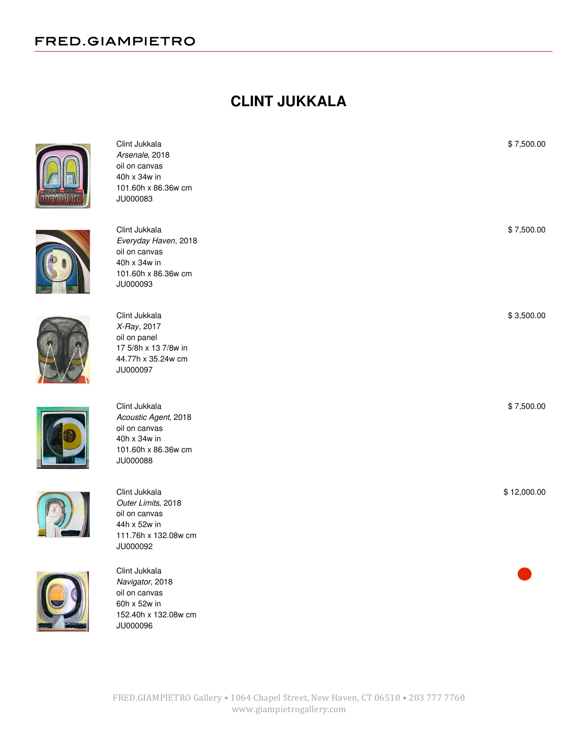# CLINT JUKKALA

Clint Jukkala
*Arsenale*, 2018
oil on canvas
40h x 34w in
101.60h x 86.36w cm
JU000083

$ 7,500.00

Clint Jukkala
*Everyday Haven*, 2018
oil on canvas
40h x 34w in
101.60h x 86.36w cm
JU000093

$ 7,500.00

Clint Jukkala
*X-Ray*, 2017
oil on panel
17 5/8h x 13 7/8w in
44.77h x 35.24w cm
JU000097

$ 3,500.00

Clint Jukkala
*Acoustic Agent*, 2018
oil on canvas
40h x 34w in
101.60h x 86.36w cm
JU000088

$ 7,500.00

Clint Jukkala
*Outer Limits*, 2018
oil on canvas
44h x 52w in
111.76h x 132.08w cm
JU000092

$ 12,000.00

Clint Jukkala
*Navigator*, 2018
oil on canvas
60h x 52w in
152.40h x 132.08w cm
JU000096

FRED.GIAMPIETRO Gallery • 1064 Chapel Street, New Haven, CT 06510 • 203 777 7760
www.giampietrogallery.com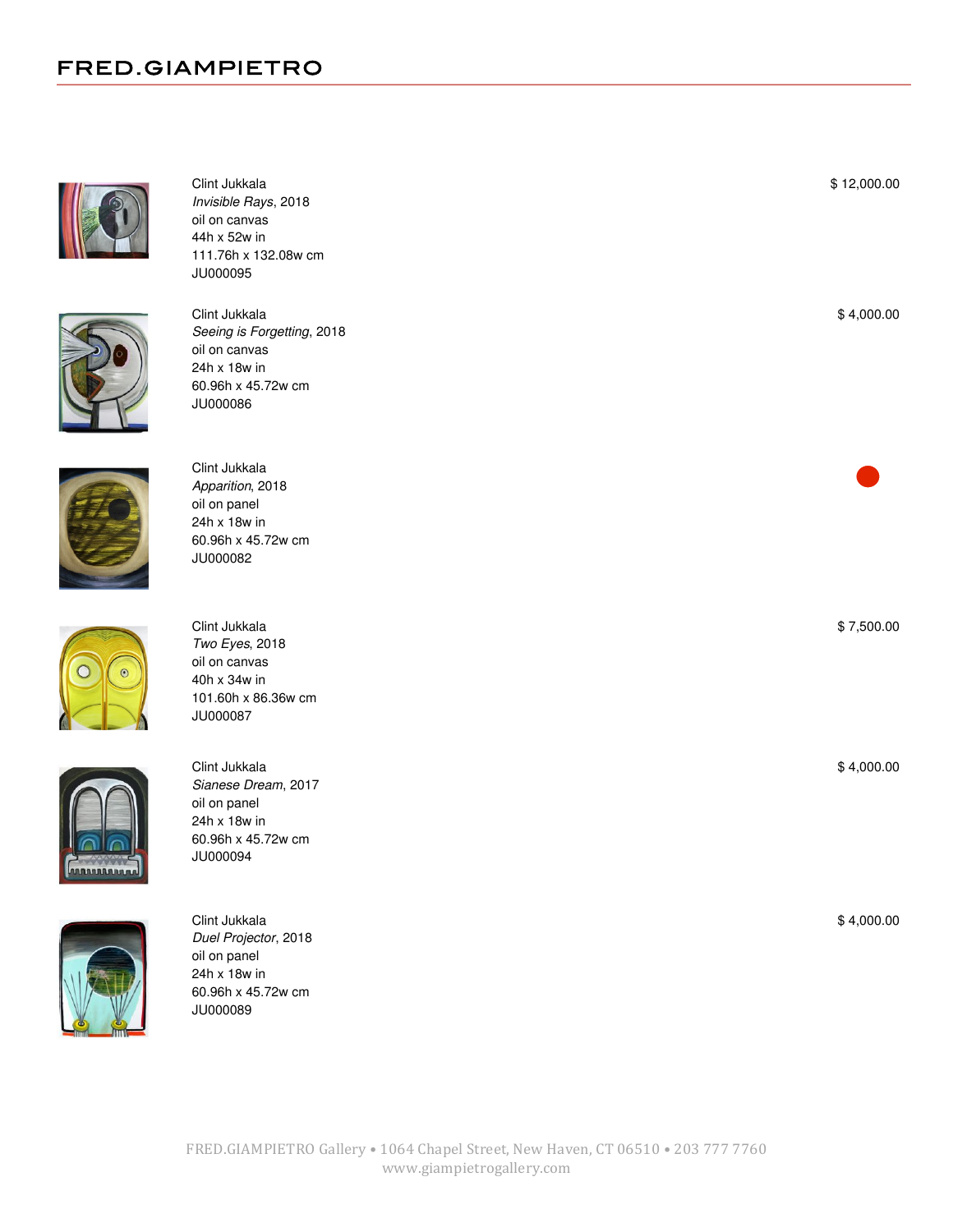Clint Jukkala
*Invisible Rays*, 2018
oil on canvas
44h x 52w in
111.76h x 132.08w cm
JU000095

$ 12,000.00

Clint Jukkala
*Seeing is Forgetting*, 2018
oil on canvas
24h x 18w in
60.96h x 45.72w cm
JU000086

$ 4,000.00

Clint Jukkala
*Apparition*, 2018
oil on panel
24h x 18w in
60.96h x 45.72w cm
JU000082

Clint Jukkala
*Two Eyes*, 2018
oil on canvas
40h x 34w in
101.60h x 86.36w cm
JU000087

$ 7,500.00

Clint Jukkala
*Sianese Dream*, 2017
oil on panel
24h x 18w in
60.96h x 45.72w cm
JU000094

$ 4,000.00

Clint Jukkala
*Duel Projector*, 2018
oil on panel
24h x 18w in
60.96h x 45.72w cm
JU000089

$ 4,000.00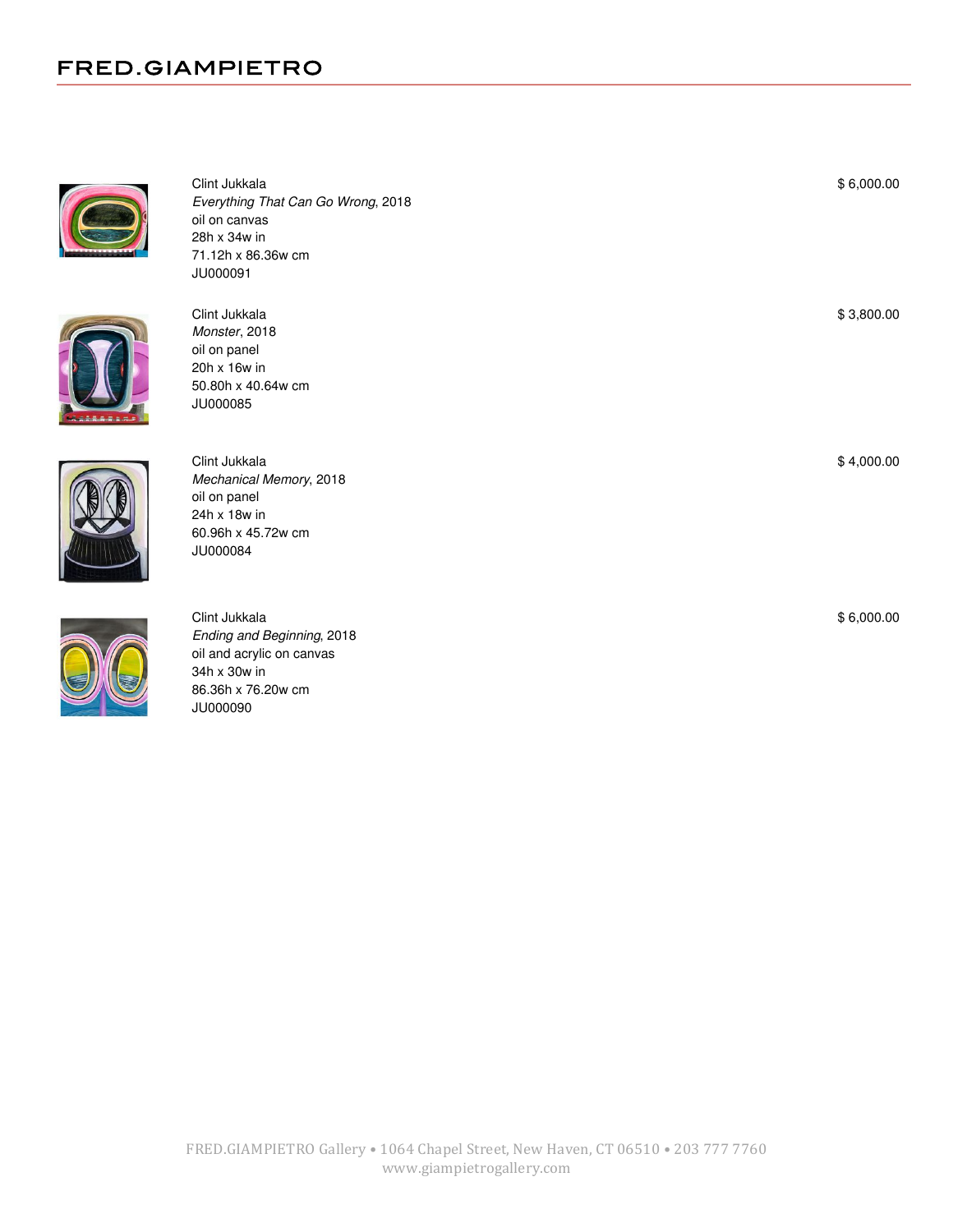Clint Jukkala
*Everything That Can Go Wrong*, 2018
oil on canvas
28h x 34w in
71.12h x 86.36w cm
JU000091

$ 6,000.00

Clint Jukkala
*Monster*, 2018
oil on panel
20h x 16w in
50.80h x 40.64w cm
JU000085

$ 3,800.00

Clint Jukkala
*Mechanical Memory*, 2018
oil on panel
24h x 18w in
60.96h x 45.72w cm
JU000084

$ 4,000.00

Clint Jukkala
*Ending and Beginning*, 2018
oil and acrylic on canvas
34h x 30w in
86.36h x 76.20w cm
JU000090

$ 6,000.00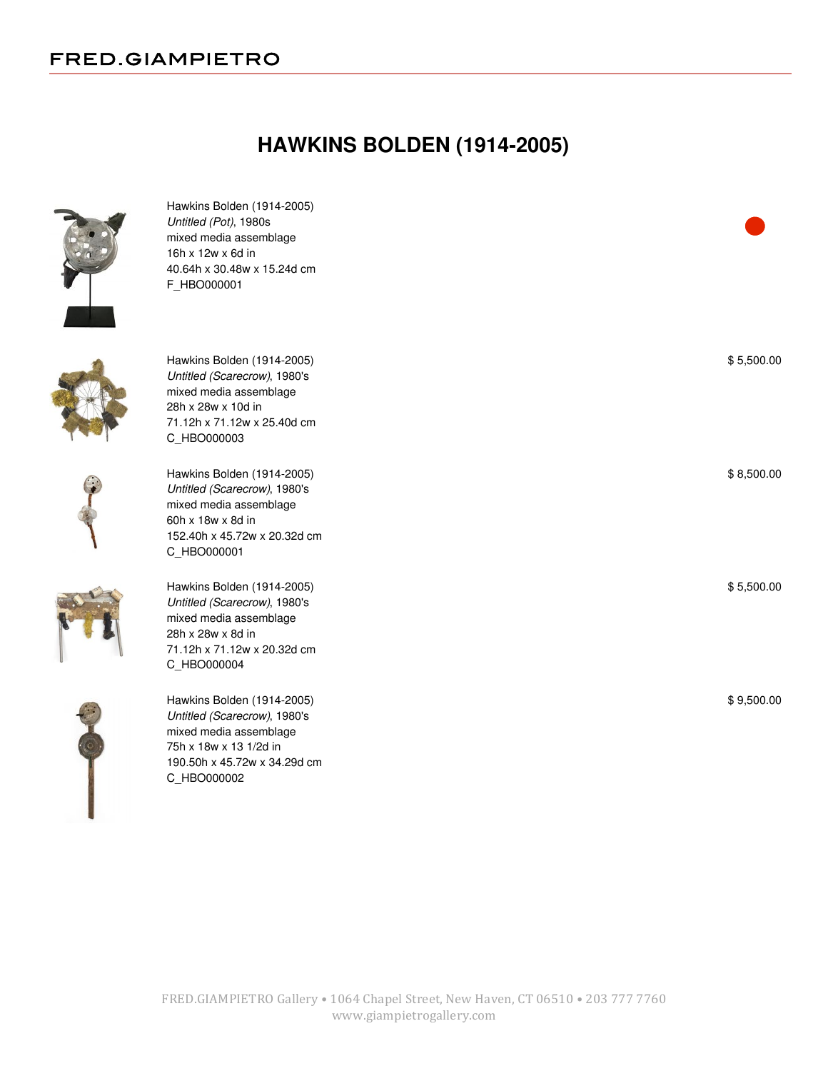# HAWKINS BOLDEN (1914-2005)

Hawkins Bolden (1914-2005)
*Untitled (Pot)*, 1980s
mixed media assemblage
16h x 12w x 6d in
40.64h x 30.48w x 15.24d cm
F_HBO000001

Hawkins Bolden (1914-2005)
*Untitled (Scarecrow)*, 1980's
mixed media assemblage
28h x 28w x 10d in
71.12h x 71.12w x 25.40d cm
C_HBO000003

$ 5,500.00

Hawkins Bolden (1914-2005)
*Untitled (Scarecrow)*, 1980's
mixed media assemblage
60h x 18w x 8d in
152.40h x 45.72w x 20.32d cm
C_HBO000001

$ 8,500.00

Hawkins Bolden (1914-2005)
*Untitled (Scarecrow)*, 1980's
mixed media assemblage
28h x 28w x 8d in
71.12h x 71.12w x 20.32d cm
C_HBO000004

$ 5,500.00

Hawkins Bolden (1914-2005)
*Untitled (Scarecrow)*, 1980's
mixed media assemblage
75h x 18w x 13 1/2d in
190.50h x 45.72w x 34.29d cm
C_HBO000002

$ 9,500.00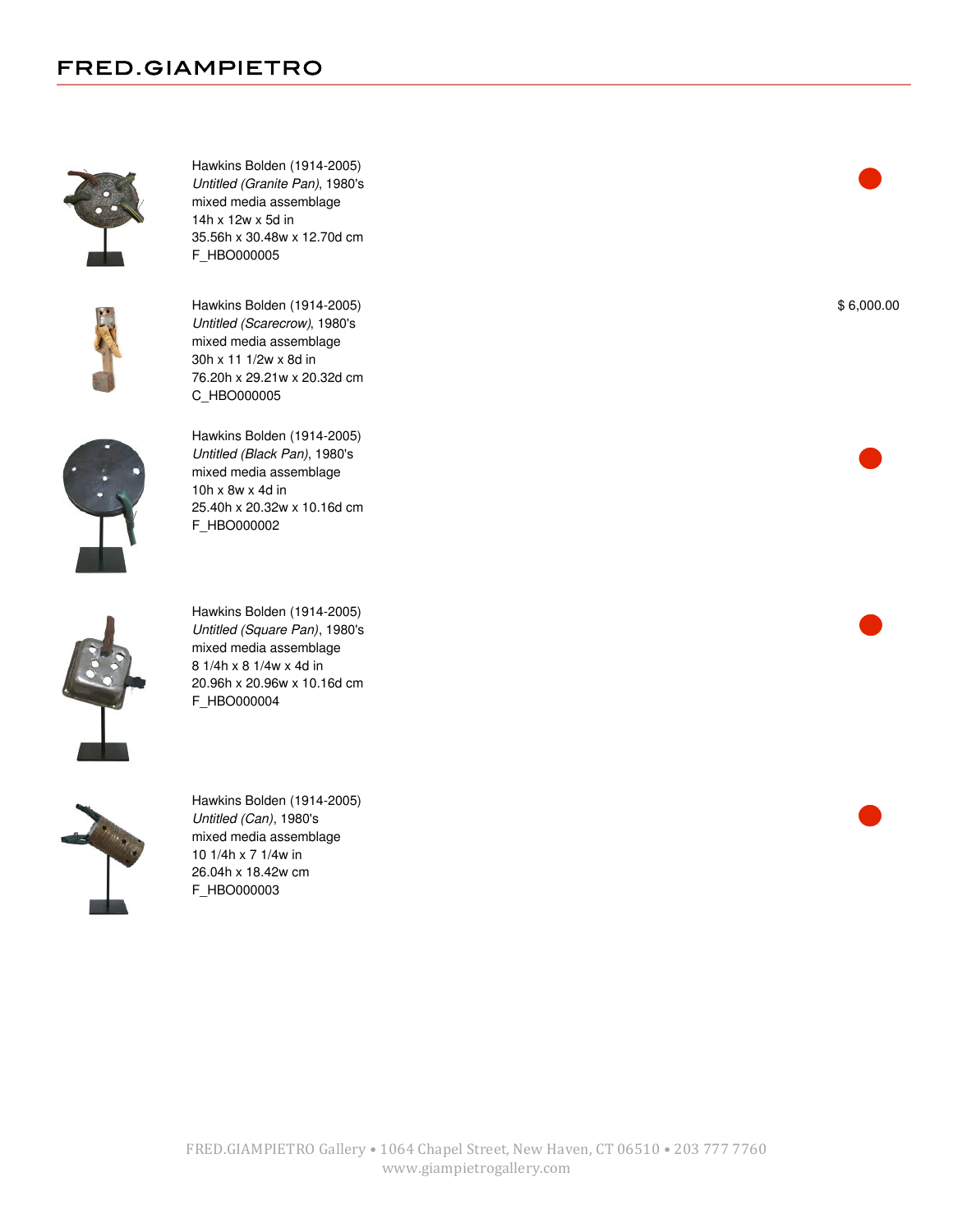Hawkins Bolden (1914-2005)
*Untitled (Granite Pan)*, 1980's
mixed media assemblage
14h x 12w x 5d in
35.56h x 30.48w x 12.70d cm
F_HBO000005

Hawkins Bolden (1914-2005)
*Untitled (Scarecrow)*, 1980's
mixed media assemblage
30h x 11 1/2w x 8d in
76.20h x 29.21w x 20.32d cm
C_HBO000005

$ 6,000.00

Hawkins Bolden (1914-2005)
*Untitled (Black Pan)*, 1980's
mixed media assemblage
10h x 8w x 4d in
25.40h x 20.32w x 10.16d cm
F_HBO000002

Hawkins Bolden (1914-2005)
*Untitled (Square Pan)*, 1980's
mixed media assemblage
8 1/4h x 8 1/4w x 4d in
20.96h x 20.96w x 10.16d cm
F_HBO000004

Hawkins Bolden (1914-2005)
*Untitled (Can)*, 1980's
mixed media assemblage
10 1/4h x 7 1/4w in
26.04h x 18.42w cm
F_HBO000003